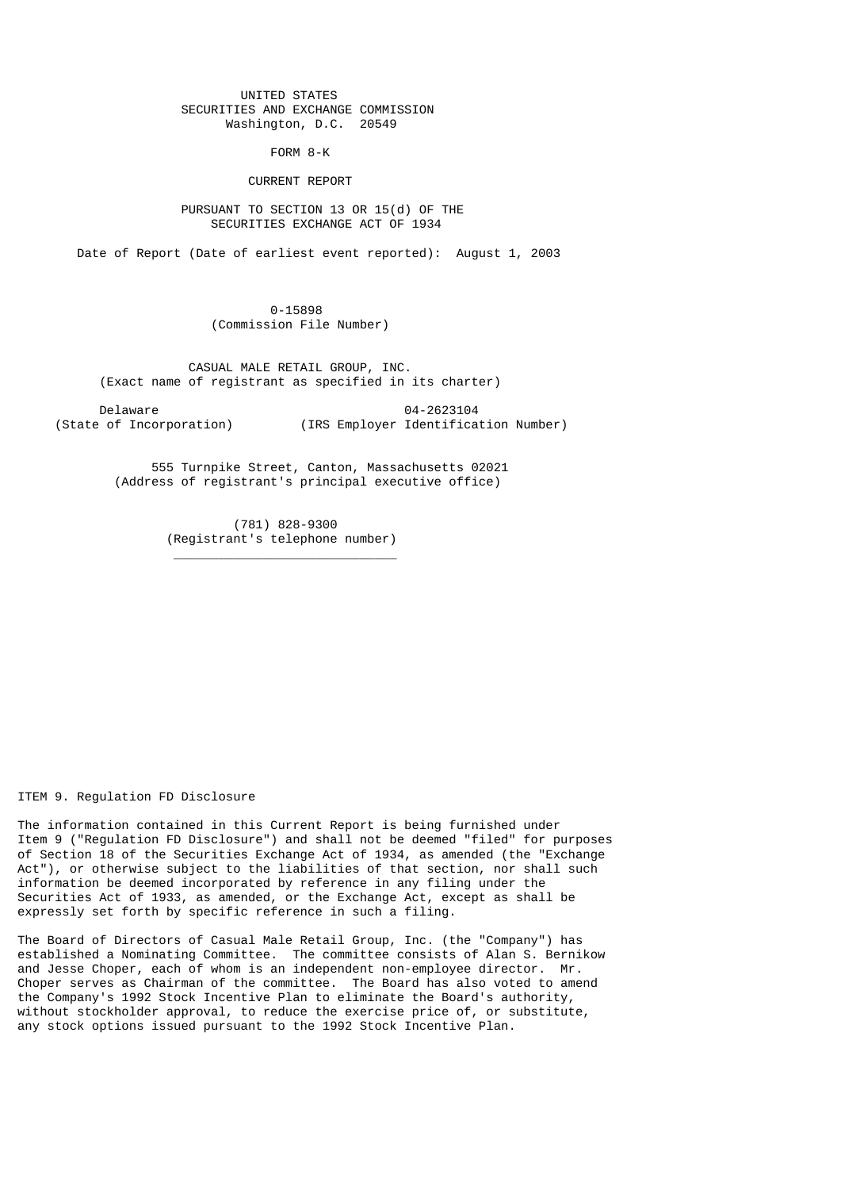UNITED STATES
SECURITIES AND EXCHANGE COMMISSION
Washington, D.C. 20549

FORM 8-K

CURRENT REPORT

PURSUANT TO SECTION 13 OR 15(d) OF THE
SECURITIES EXCHANGE ACT OF 1934

Date of Report (Date of earliest event reported): August 1, 2003

0-15898
(Commission File Number)

CASUAL MALE RETAIL GROUP, INC.
(Exact name of registrant as specified in its charter)

| Delaware | 04-2623104 |
|---|---|
| (State of Incorporation) | (IRS Employer Identification Number) |

555 Turnpike Street, Canton, Massachusetts 02021
(Address of registrant's principal executive office)

(781) 828-9300
(Registrant's telephone number)

---

ITEM 9. Regulation FD Disclosure

The information contained in this Current Report is being furnished under Item 9 ("Regulation FD Disclosure") and shall not be deemed "filed" for purposes of Section 18 of the Securities Exchange Act of 1934, as amended (the "Exchange Act"), or otherwise subject to the liabilities of that section, nor shall such information be deemed incorporated by reference in any filing under the Securities Act of 1933, as amended, or the Exchange Act, except as shall be expressly set forth by specific reference in such a filing.

The Board of Directors of Casual Male Retail Group, Inc. (the "Company") has established a Nominating Committee. The committee consists of Alan S. Bernikow and Jesse Choper, each of whom is an independent non-employee director. Mr. Choper serves as Chairman of the committee. The Board has also voted to amend the Company's 1992 Stock Incentive Plan to eliminate the Board's authority, without stockholder approval, to reduce the exercise price of, or substitute, any stock options issued pursuant to the 1992 Stock Incentive Plan.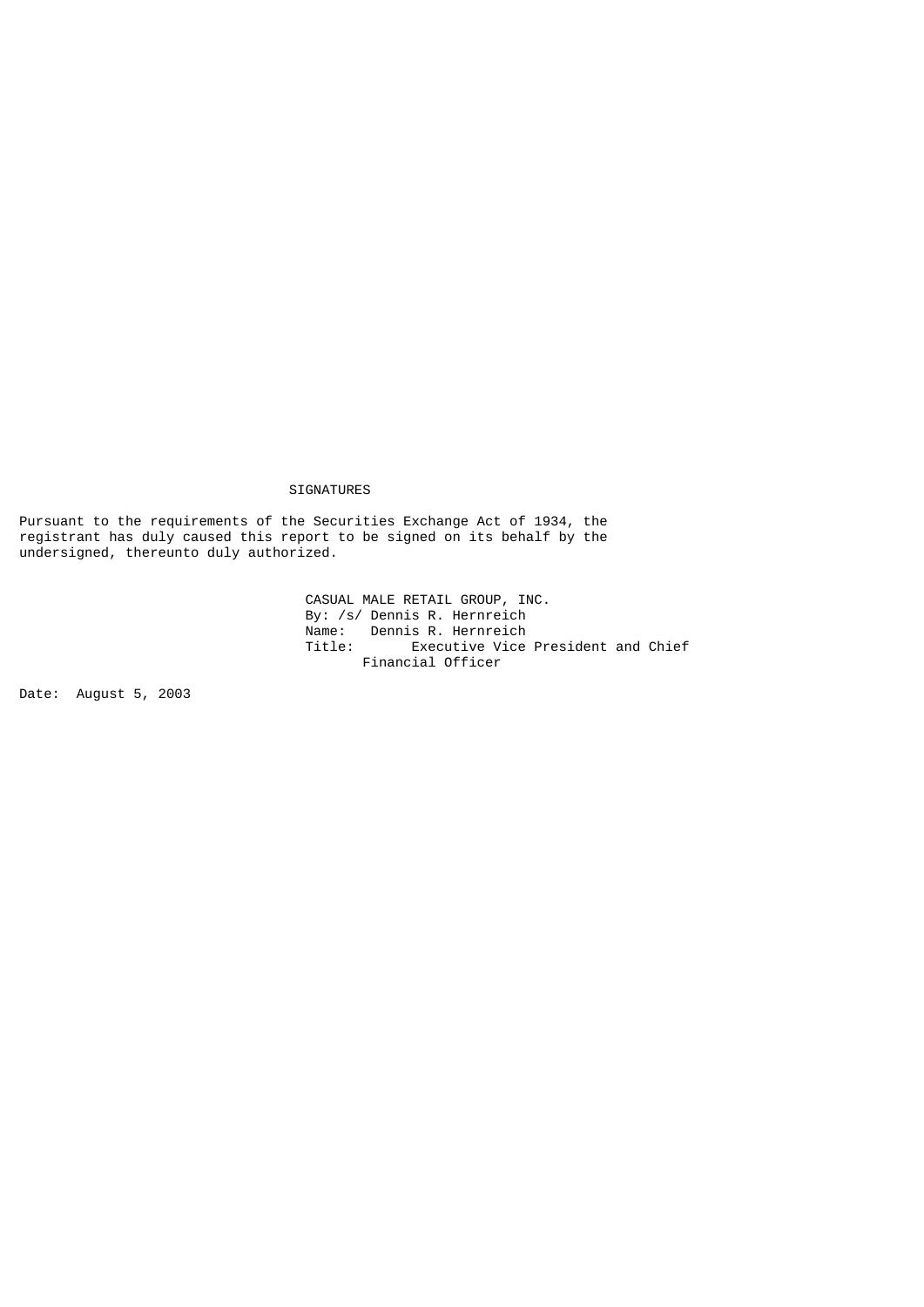# SIGNATURES

Pursuant to the requirements of the Securities Exchange Act of 1934, the registrant has duly caused this report to be signed on its behalf by the undersigned, thereunto duly authorized.

CASUAL MALE RETAIL GROUP, INC.
By: /s/ Dennis R. Hernreich
Name: Dennis R. Hernreich
Title: Executive Vice President and Chief Financial Officer

Date: August 5, 2003